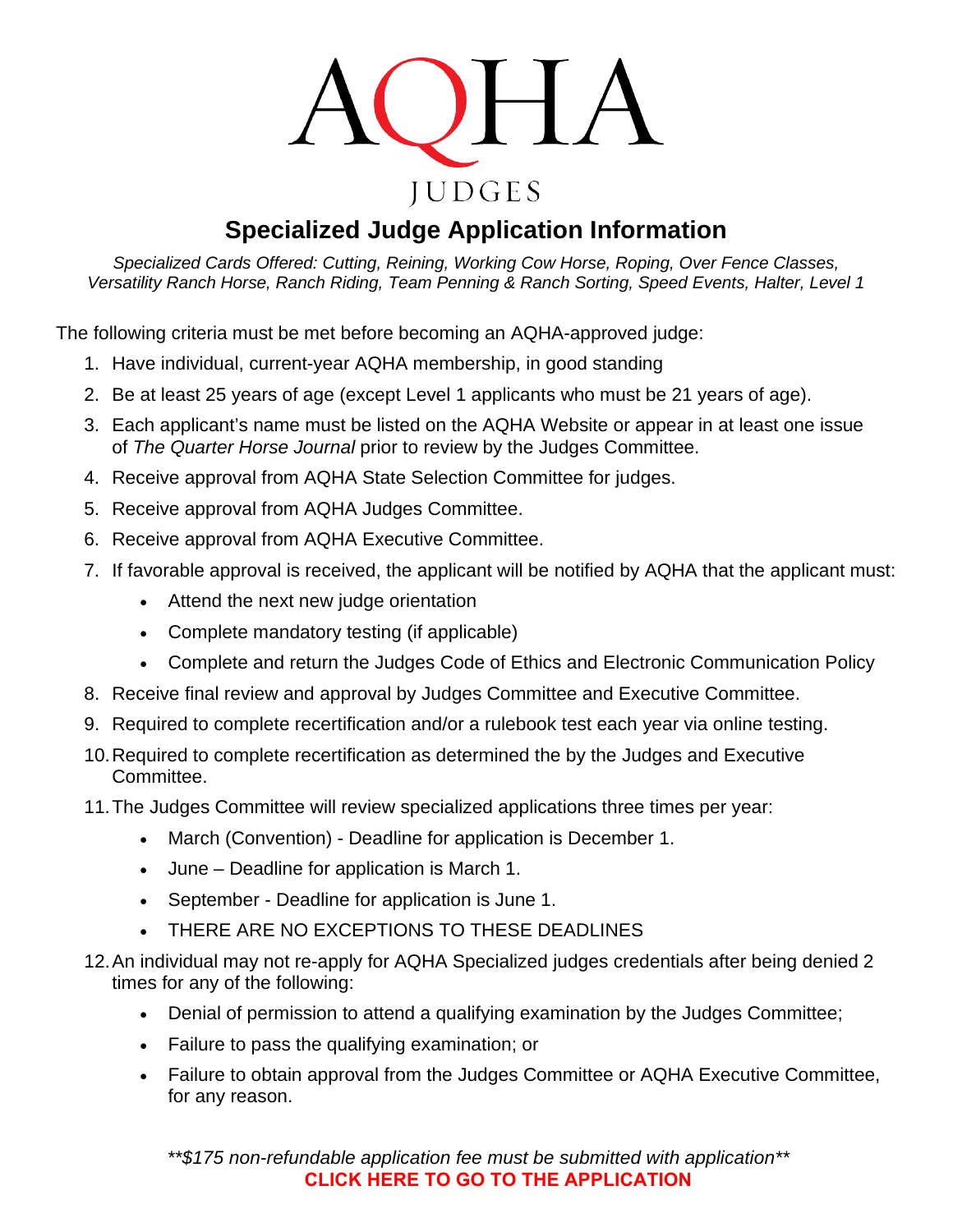# AQHA

JUDGES

## Specialized Judge Application Information

*Specialized Cards Offered: Cutting, Reining, Working Cow Horse, Roping, Over Fence Classes, Versatility Ranch Horse, Ranch Riding, Team Penning & Ranch Sorting, Speed Events, Halter, Level 1*

The following criteria must be met before becoming an AQHA-approved judge:

1. Have individual, current-year AQHA membership, in good standing
2. Be at least 25 years of age (except Level 1 applicants who must be 21 years of age).
3. Each applicant's name must be listed on the AQHA Website or appear in at least one issue of *The Quarter Horse Journal* prior to review by the Judges Committee.
4. Receive approval from AQHA State Selection Committee for judges.
5. Receive approval from AQHA Judges Committee.
6. Receive approval from AQHA Executive Committee.
7. If favorable approval is received, the applicant will be notified by AQHA that the applicant must:
   - Attend the next new judge orientation
   - Complete mandatory testing (if applicable)
   - Complete and return the Judges Code of Ethics and Electronic Communication Policy
8. Receive final review and approval by Judges Committee and Executive Committee.
9. Required to complete recertification and/or a rulebook test each year via online testing.
10. Required to complete recertification as determined the by the Judges and Executive Committee.
11. The Judges Committee will review specialized applications three times per year:
    - March (Convention) - Deadline for application is December 1.
    - June – Deadline for application is March 1.
    - September - Deadline for application is June 1.
    - THERE ARE NO EXCEPTIONS TO THESE DEADLINES
12. An individual may not re-apply for AQHA Specialized judges credentials after being denied 2 times for any of the following:
    - Denial of permission to attend a qualifying examination by the Judges Committee;
    - Failure to pass the qualifying examination; or
    - Failure to obtain approval from the Judges Committee or AQHA Executive Committee, for any reason.

*\*\*$175 non-refundable application fee must be submitted with application\*\**

**CLICK HERE TO GO TO THE APPLICATION**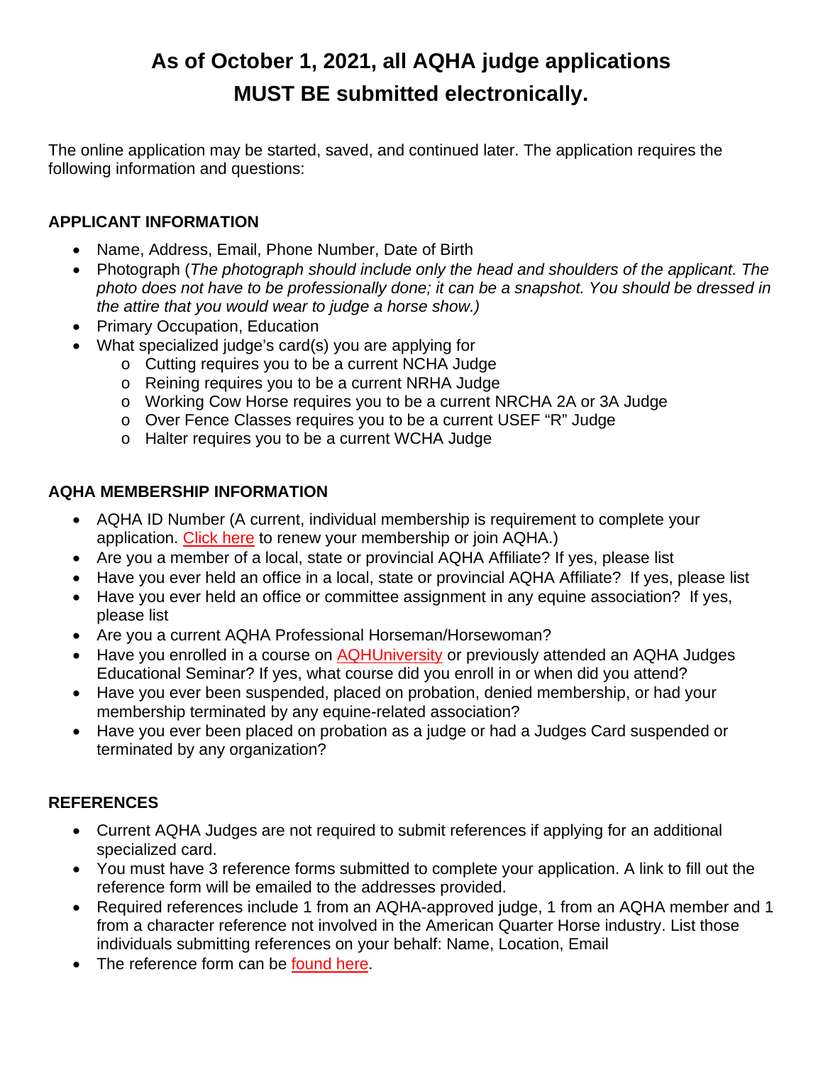# As of October 1, 2021, all AQHA judge applications MUST BE submitted electronically.

The online application may be started, saved, and continued later. The application requires the following information and questions:

## APPLICANT INFORMATION

- Name, Address, Email, Phone Number, Date of Birth
- Photograph (*The photograph should include only the head and shoulders of the applicant. The photo does not have to be professionally done; it can be a snapshot. You should be dressed in the attire that you would wear to judge a horse show.)*
- Primary Occupation, Education
- What specialized judge's card(s) you are applying for
  - Cutting requires you to be a current NCHA Judge
  - Reining requires you to be a current NRHA Judge
  - Working Cow Horse requires you to be a current NRCHA 2A or 3A Judge
  - Over Fence Classes requires you to be a current USEF "R" Judge
  - Halter requires you to be a current WCHA Judge

## AQHA MEMBERSHIP INFORMATION

- AQHA ID Number (A current, individual membership is requirement to complete your application. Click here to renew your membership or join AQHA.)
- Are you a member of a local, state or provincial AQHA Affiliate? If yes, please list
- Have you ever held an office in a local, state or provincial AQHA Affiliate? If yes, please list
- Have you ever held an office or committee assignment in any equine association? If yes, please list
- Are you a current AQHA Professional Horseman/Horsewoman?
- Have you enrolled in a course on AQHUniversity or previously attended an AQHA Judges Educational Seminar? If yes, what course did you enroll in or when did you attend?
- Have you ever been suspended, placed on probation, denied membership, or had your membership terminated by any equine-related association?
- Have you ever been placed on probation as a judge or had a Judges Card suspended or terminated by any organization?

## REFERENCES

- Current AQHA Judges are not required to submit references if applying for an additional specialized card.
- You must have 3 reference forms submitted to complete your application. A link to fill out the reference form will be emailed to the addresses provided.
- Required references include 1 from an AQHA-approved judge, 1 from an AQHA member and 1 from a character reference not involved in the American Quarter Horse industry. List those individuals submitting references on your behalf: Name, Location, Email
- The reference form can be found here.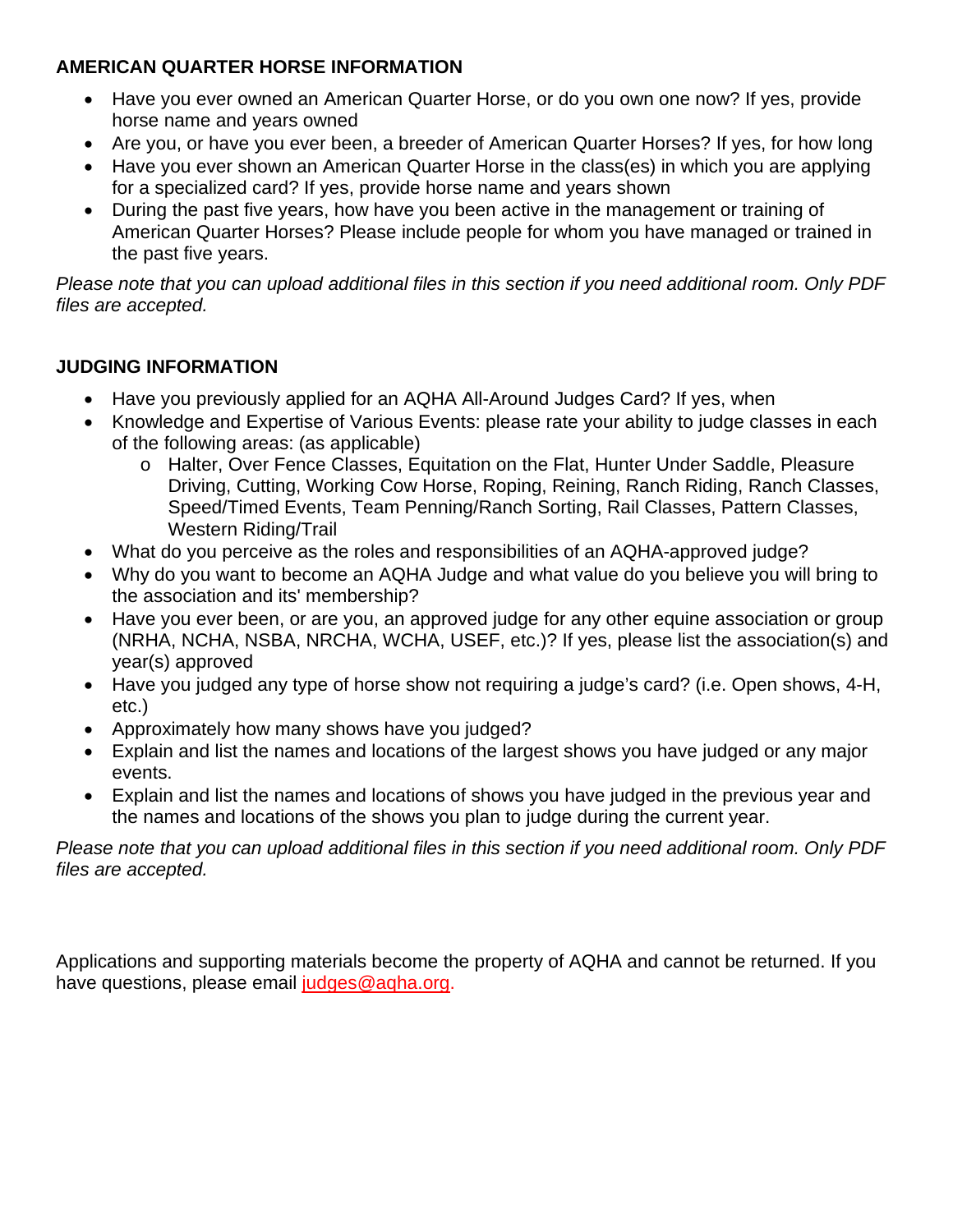**AMERICAN QUARTER HORSE INFORMATION**

- Have you ever owned an American Quarter Horse, or do you own one now? If yes, provide horse name and years owned
- Are you, or have you ever been, a breeder of American Quarter Horses? If yes, for how long
- Have you ever shown an American Quarter Horse in the class(es) in which you are applying for a specialized card? If yes, provide horse name and years shown
- During the past five years, how have you been active in the management or training of American Quarter Horses? Please include people for whom you have managed or trained in the past five years.

*Please note that you can upload additional files in this section if you need additional room. Only PDF files are accepted.*

**JUDGING INFORMATION**

- Have you previously applied for an AQHA All-Around Judges Card? If yes, when
- Knowledge and Expertise of Various Events: please rate your ability to judge classes in each of the following areas: (as applicable)
  - Halter, Over Fence Classes, Equitation on the Flat, Hunter Under Saddle, Pleasure Driving, Cutting, Working Cow Horse, Roping, Reining, Ranch Riding, Ranch Classes, Speed/Timed Events, Team Penning/Ranch Sorting, Rail Classes, Pattern Classes, Western Riding/Trail
- What do you perceive as the roles and responsibilities of an AQHA-approved judge?
- Why do you want to become an AQHA Judge and what value do you believe you will bring to the association and its' membership?
- Have you ever been, or are you, an approved judge for any other equine association or group (NRHA, NCHA, NSBA, NRCHA, WCHA, USEF, etc.)? If yes, please list the association(s) and year(s) approved
- Have you judged any type of horse show not requiring a judge's card? (i.e. Open shows, 4-H, etc.)
- Approximately how many shows have you judged?
- Explain and list the names and locations of the largest shows you have judged or any major events.
- Explain and list the names and locations of shows you have judged in the previous year and the names and locations of the shows you plan to judge during the current year.

*Please note that you can upload additional files in this section if you need additional room. Only PDF files are accepted.*

Applications and supporting materials become the property of AQHA and cannot be returned. If you have questions, please email judges@aqha.org.